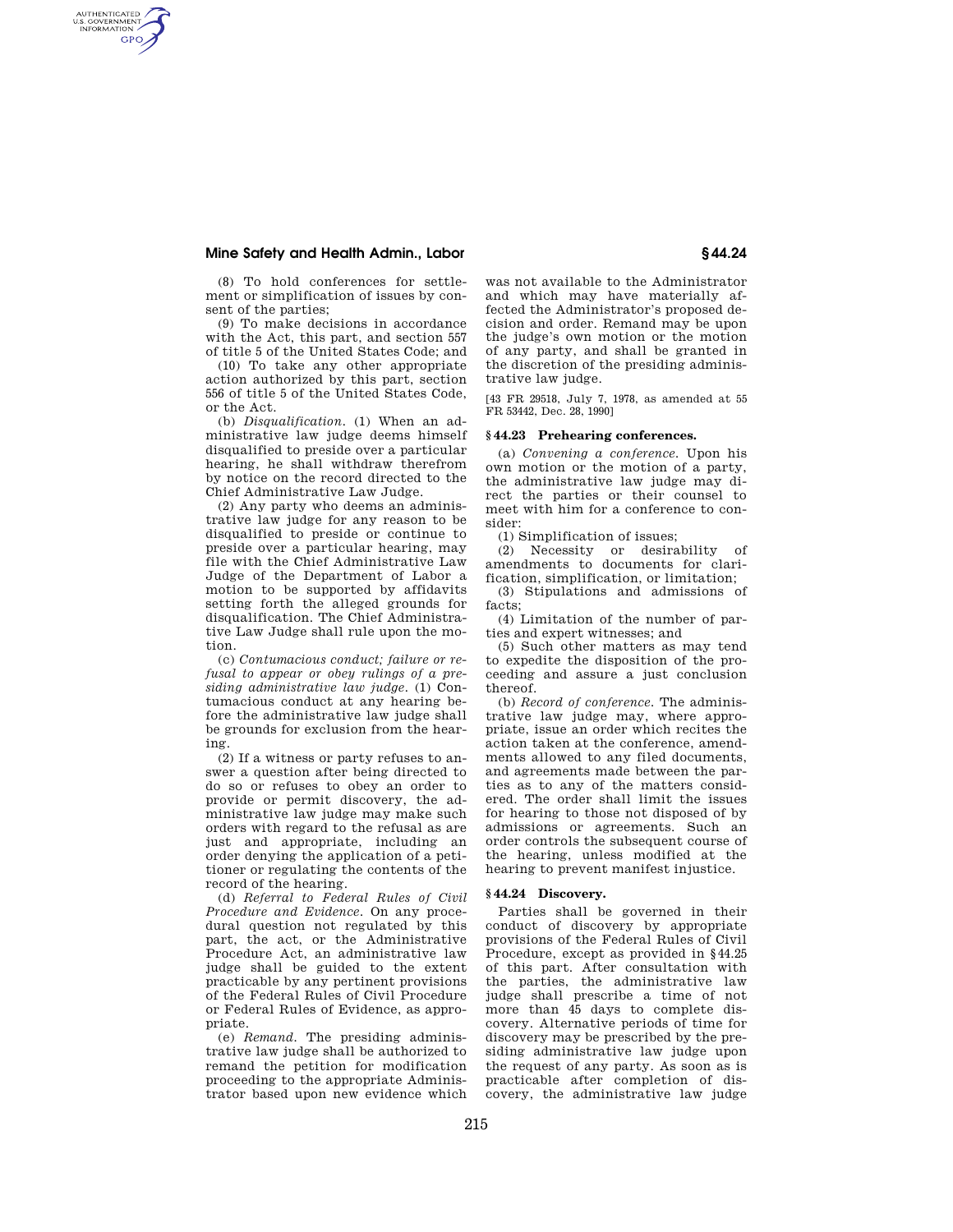(8) To hold conferences for settlement or simplification of issues by consent of the parties;

(9) To make decisions in accordance with the Act, this part, and section 557 of title 5 of the United States Code; and

(10) To take any other appropriate action authorized by this part, section 556 of title 5 of the United States Code, or the Act.

(b) *Disqualification.* (1) When an administrative law judge deems himself disqualified to preside over a particular hearing, he shall withdraw therefrom by notice on the record directed to the Chief Administrative Law Judge.

(2) Any party who deems an administrative law judge for any reason to be disqualified to preside or continue to preside over a particular hearing, may file with the Chief Administrative Law Judge of the Department of Labor a motion to be supported by affidavits setting forth the alleged grounds for disqualification. The Chief Administrative Law Judge shall rule upon the motion.

(c) *Contumacious conduct; failure or refusal to appear or obey rulings of a presiding administrative law judge.* (1) Contumacious conduct at any hearing before the administrative law judge shall be grounds for exclusion from the hearing.

(2) If a witness or party refuses to answer a question after being directed to do so or refuses to obey an order to provide or permit discovery, the administrative law judge may make such orders with regard to the refusal as are just and appropriate, including an order denying the application of a petitioner or regulating the contents of the record of the hearing.

(d) *Referral to Federal Rules of Civil Procedure and Evidence.* On any procedural question not regulated by this part, the act, or the Administrative Procedure Act, an administrative law judge shall be guided to the extent practicable by any pertinent provisions of the Federal Rules of Civil Procedure or Federal Rules of Evidence, as appropriate.

(e) *Remand.* The presiding administrative law judge shall be authorized to remand the petition for modification proceeding to the appropriate Administrator based upon new evidence which was not available to the Administrator and which may have materially affected the Administrator's proposed decision and order. Remand may be upon the judge's own motion or the motion of any party, and shall be granted in the discretion of the presiding administrative law judge.

[43 FR 29518, July 7, 1978, as amended at 55 FR 53442, Dec. 28, 1990]

### § 44.23 Prehearing conferences.

(a) *Convening a conference.* Upon his own motion or the motion of a party, the administrative law judge may direct the parties or their counsel to meet with him for a conference to consider:

(1) Simplification of issues;

(2) Necessity or desirability of amendments to documents for clarification, simplification, or limitation;

(3) Stipulations and admissions of facts;

(4) Limitation of the number of parties and expert witnesses; and

(5) Such other matters as may tend to expedite the disposition of the proceeding and assure a just conclusion thereof.

(b) *Record of conference.* The administrative law judge may, where appropriate, issue an order which recites the action taken at the conference, amendments allowed to any filed documents, and agreements made between the parties as to any of the matters considered. The order shall limit the issues for hearing to those not disposed of by admissions or agreements. Such an order controls the subsequent course of the hearing, unless modified at the hearing to prevent manifest injustice.

### § 44.24 Discovery.

Parties shall be governed in their conduct of discovery by appropriate provisions of the Federal Rules of Civil Procedure, except as provided in §44.25 of this part. After consultation with the parties, the administrative law judge shall prescribe a time of not more than 45 days to complete discovery. Alternative periods of time for discovery may be prescribed by the presiding administrative law judge upon the request of any party. As soon as is practicable after completion of discovery, the administrative law judge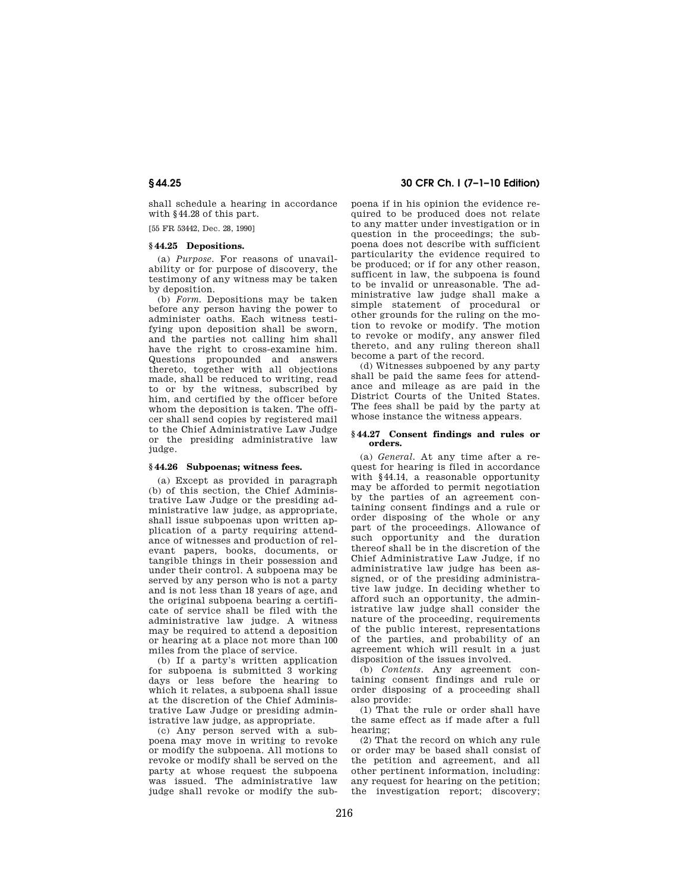shall schedule a hearing in accordance with §44.28 of this part.

[55 FR 53442, Dec. 28, 1990]

### §44.25 Depositions.

(a) *Purpose.* For reasons of unavailability or for purpose of discovery, the testimony of any witness may be taken by deposition.

(b) *Form.* Depositions may be taken before any person having the power to administer oaths. Each witness testifying upon deposition shall be sworn, and the parties not calling him shall have the right to cross-examine him. Questions propounded and answers thereto, together with all objections made, shall be reduced to writing, read to or by the witness, subscribed by him, and certified by the officer before whom the deposition is taken. The officer shall send copies by registered mail to the Chief Administrative Law Judge or the presiding administrative law judge.

### §44.26 Subpoenas; witness fees.

(a) Except as provided in paragraph (b) of this section, the Chief Administrative Law Judge or the presiding administrative law judge, as appropriate, shall issue subpoenas upon written application of a party requiring attendance of witnesses and production of relevant papers, books, documents, or tangible things in their possession and under their control. A subpoena may be served by any person who is not a party and is not less than 18 years of age, and the original subpoena bearing a certificate of service shall be filed with the administrative law judge. A witness may be required to attend a deposition or hearing at a place not more than 100 miles from the place of service.

(b) If a party's written application for subpoena is submitted 3 working days or less before the hearing to which it relates, a subpoena shall issue at the discretion of the Chief Administrative Law Judge or presiding administrative law judge, as appropriate.

(c) Any person served with a subpoena may move in writing to revoke or modify the subpoena. All motions to revoke or modify shall be served on the party at whose request the subpoena was issued. The administrative law judge shall revoke or modify the subpoena if in his opinion the evidence required to be produced does not relate to any matter under investigation or in question in the proceedings; the subpoena does not describe with sufficient particularity the evidence required to be produced; or if for any other reason, sufficent in law, the subpoena is found to be invalid or unreasonable. The administrative law judge shall make a simple statement of procedural or other grounds for the ruling on the motion to revoke or modify. The motion to revoke or modify, any answer filed thereto, and any ruling thereon shall become a part of the record.

(d) Witnesses subpoened by any party shall be paid the same fees for attendance and mileage as are paid in the District Courts of the United States. The fees shall be paid by the party at whose instance the witness appears.

### §44.27 Consent findings and rules or orders.

(a) *General.* At any time after a request for hearing is filed in accordance with §44.14, a reasonable opportunity may be afforded to permit negotiation by the parties of an agreement containing consent findings and a rule or order disposing of the whole or any part of the proceedings. Allowance of such opportunity and the duration thereof shall be in the discretion of the Chief Administrative Law Judge, if no administrative law judge has been assigned, or of the presiding administrative law judge. In deciding whether to afford such an opportunity, the administrative law judge shall consider the nature of the proceeding, requirements of the public interest, representations of the parties, and probability of an agreement which will result in a just disposition of the issues involved.

(b) *Contents.* Any agreement containing consent findings and rule or order disposing of a proceeding shall also provide:

(1) That the rule or order shall have the same effect as if made after a full hearing;

(2) That the record on which any rule or order may be based shall consist of the petition and agreement, and all other pertinent information, including: any request for hearing on the petition; the investigation report; discovery;